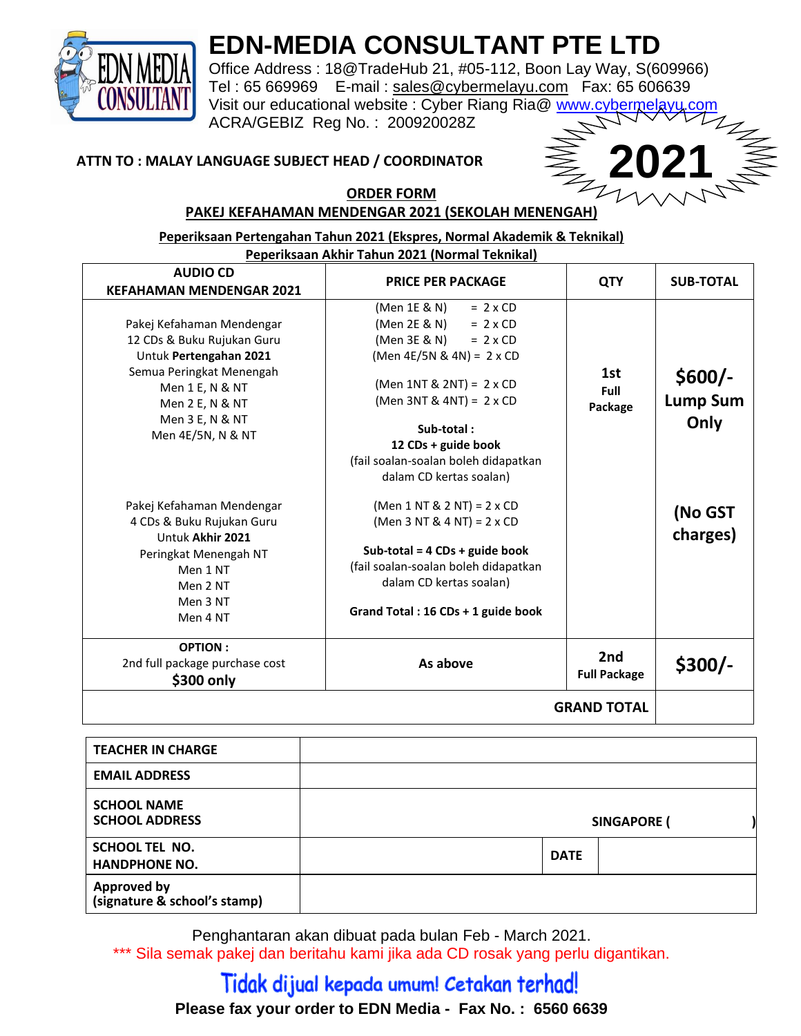# EDN-MEDIA CONSULTANT PTE LTD

Office Address : 18@TradeHub 21, #05-112, Boon Lay Way, S(609966)
Tel : 65 669969 E-mail : sales@cybermelayu.com Fax: 65 606639
Visit our educational website : Cyber Riang Ria@ www.cybermelayu.com
ACRA/GEBIZ Reg No. : 200920028Z

**2021**

**ATTN TO : MALAY LANGUAGE SUBJECT HEAD / COORDINATOR**

## ORDER FORM

## PAKEJ KEFAHAMAN MENDENGAR 2021 (SEKOLAH MENENGAH)

**Peperiksaan Pertengahan Tahun 2021 (Ekspres, Normal Akademik & Teknikal)**
**Peperiksaan Akhir Tahun 2021 (Normal Teknikal)**

| AUDIO CD KEFAHAMAN MENDENGAR 2021 | PRICE PER PACKAGE | QTY | SUB-TOTAL |
|---|---|---|---|
| Pakej Kefahaman Mendengar<br>12 CDs & Buku Rujukan Guru<br>Untuk **Pertengahan 2021**<br>Semua Peringkat Menengah<br>Men 1 E, N & NT<br>Men 2 E, N & NT<br>Men 3 E, N & NT<br>Men 4E/5N, N & NT<br><br>Pakej Kefahaman Mendengar<br>4 CDs & Buku Rujukan Guru<br>Untuk **Akhir 2021**<br>Peringkat Menengah NT<br>Men 1 NT<br>Men 2 NT<br>Men 3 NT<br>Men 4 NT | (Men 1E & N) = 2 x CD<br>(Men 2E & N) = 2 x CD<br>(Men 3E & N) = 2 x CD<br>(Men 4E/5N & 4N) = 2 x CD<br><br>(Men 1NT & 2NT) = 2 x CD<br>(Men 3NT & 4NT) = 2 x CD<br><br>**Sub-total :**<br>**12 CDs + guide book**<br>(fail soalan-soalan boleh didapatkan dalam CD kertas soalan)<br><br>(Men 1 NT & 2 NT) = 2 x CD<br>(Men 3 NT & 4 NT) = 2 x CD<br><br>**Sub-total = 4 CDs + guide book**<br>(fail soalan-soalan boleh didapatkan dalam CD kertas soalan)<br><br>**Grand Total : 16 CDs + 1 guide book** | **1st Full Package** | **$600/- Lump Sum Only**<br><br>**(No GST charges)** |
| **OPTION :**<br>2nd full package purchase cost<br>**$300 only** | **As above** | **2nd Full Package** | **$300/-** |
| | | **GRAND TOTAL** | |

| | | | |
|---|---|---|---|
| **TEACHER IN CHARGE** | | | |
| **EMAIL ADDRESS** | | | |
| **SCHOOL NAME**<br>**SCHOOL ADDRESS** | **SINGAPORE ( )** | | |
| **SCHOOL TEL NO.**<br>**HANDPHONE NO.** | | **DATE** | |
| **Approved by**<br>**(signature & school's stamp)** | | | |

Penghantaran akan dibuat pada bulan Feb - March 2021.

\*\*\* Sila semak pakej dan beritahu kami jika ada CD rosak yang perlu digantikan.

**Tidak dijual kepada umum! Cetakan terhad!**

**Please fax your order to EDN Media - Fax No. : 6560 6639**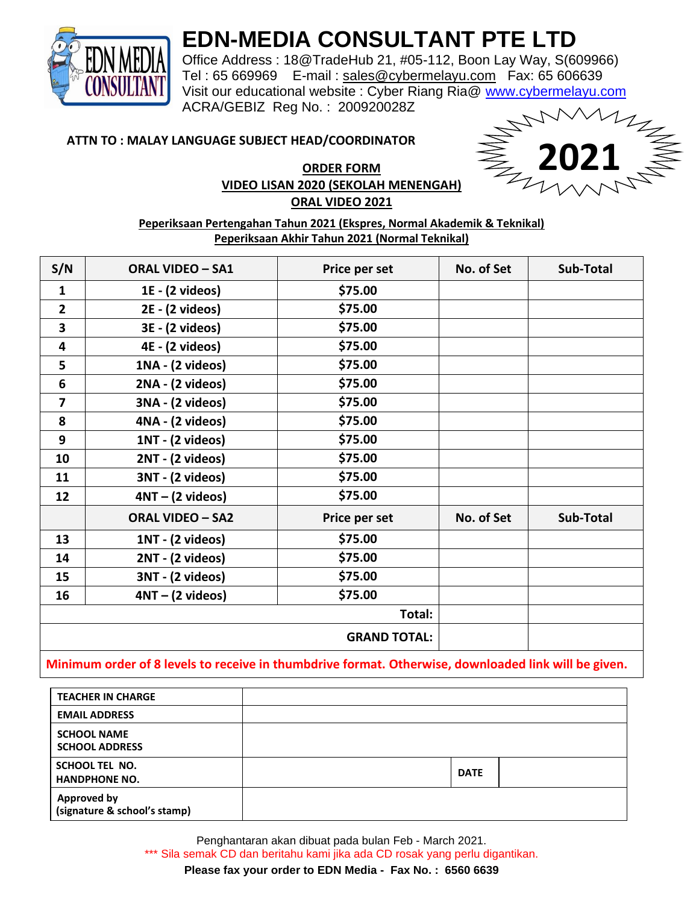# EDN-MEDIA CONSULTANT PTE LTD

Office Address : 18@TradeHub 21, #05-112, Boon Lay Way, S(609966)
Tel : 65 669969 E-mail : sales@cybermelayu.com Fax: 65 606639
Visit our educational website : Cyber Riang Ria@ www.cybermelayu.com
ACRA/GEBIZ Reg No. : 200920028Z

**ATTN TO : MALAY LANGUAGE SUBJECT HEAD/COORDINATOR**

**2021**

**ORDER FORM**
**VIDEO LISAN 2020 (SEKOLAH MENENGAH)**
**ORAL VIDEO 2021**

**Peperiksaan Pertengahan Tahun 2021 (Ekspres, Normal Akademik & Teknikal)**
**Peperiksaan Akhir Tahun 2021 (Normal Teknikal)**

| S/N | ORAL VIDEO – SA1 | Price per set | No. of Set | Sub-Total |
|---|---|---|---|---|
| 1 | 1E - (2 videos) | $75.00 | | |
| 2 | 2E - (2 videos) | $75.00 | | |
| 3 | 3E - (2 videos) | $75.00 | | |
| 4 | 4E - (2 videos) | $75.00 | | |
| 5 | 1NA - (2 videos) | $75.00 | | |
| 6 | 2NA - (2 videos) | $75.00 | | |
| 7 | 3NA - (2 videos) | $75.00 | | |
| 8 | 4NA - (2 videos) | $75.00 | | |
| 9 | 1NT - (2 videos) | $75.00 | | |
| 10 | 2NT - (2 videos) | $75.00 | | |
| 11 | 3NT - (2 videos) | $75.00 | | |
| 12 | 4NT – (2 videos) | $75.00 | | |
| | **ORAL VIDEO – SA2** | **Price per set** | **No. of Set** | **Sub-Total** |
| 13 | 1NT - (2 videos) | $75.00 | | |
| 14 | 2NT - (2 videos) | $75.00 | | |
| 15 | 3NT - (2 videos) | $75.00 | | |
| 16 | 4NT – (2 videos) | $75.00 | | |
| | | **Total:** | | |
| | | **GRAND TOTAL:** | | |

**Minimum order of 8 levels to receive in thumbdrive format. Otherwise, downloaded link will be given.**

| | | | |
|---|---|---|---|
| **TEACHER IN CHARGE** | | | |
| **EMAIL ADDRESS** | | | |
| **SCHOOL NAME**<br>**SCHOOL ADDRESS** | | | |
| **SCHOOL TEL NO.**<br>**HANDPHONE NO.** | | **DATE** | |
| **Approved by**<br>**(signature & school's stamp)** | | | |

Penghantaran akan dibuat pada bulan Feb - March 2021.

*** Sila semak CD dan beritahu kami jika ada CD rosak yang perlu digantikan.

**Please fax your order to EDN Media - Fax No. : 6560 6639**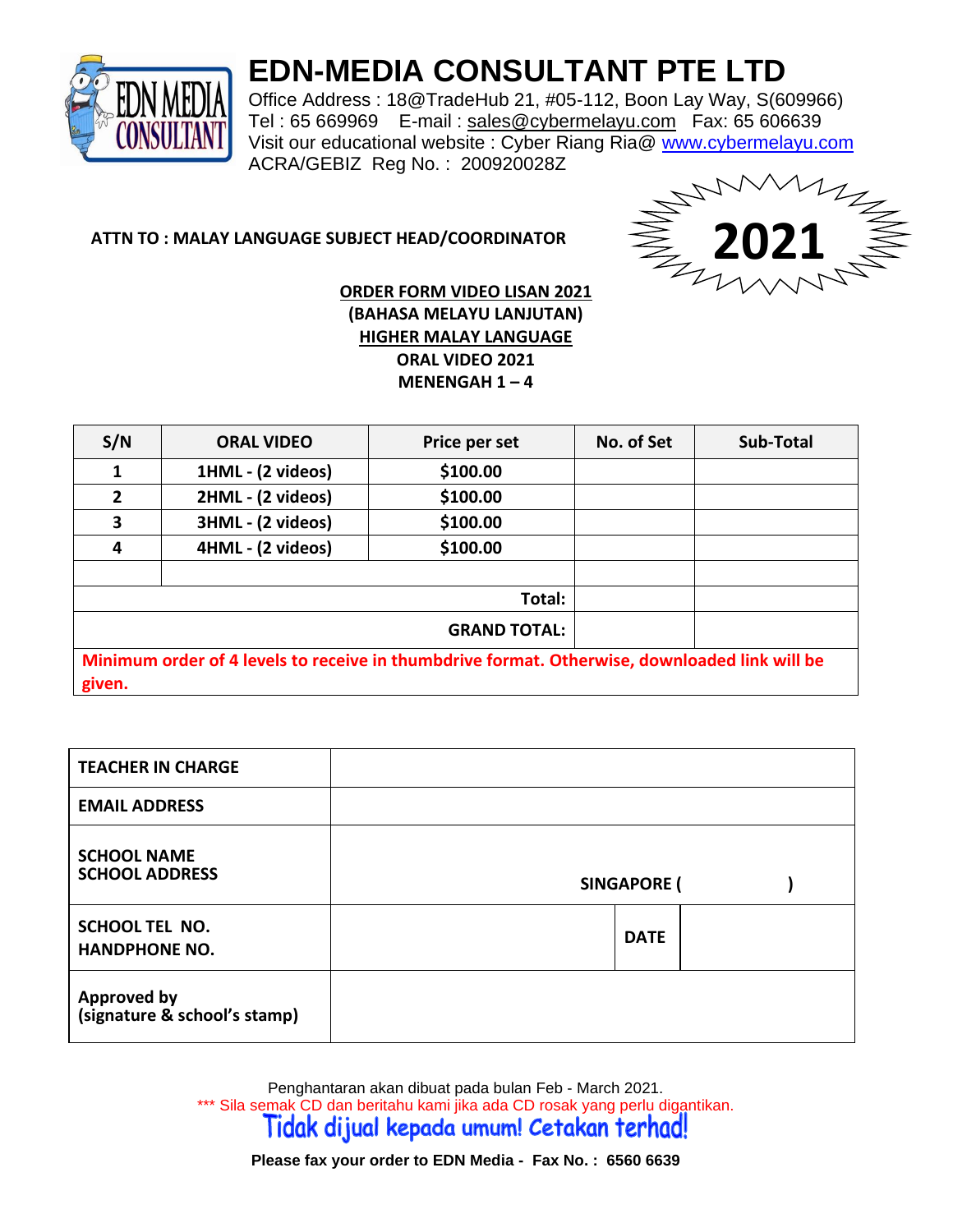# EDN-MEDIA CONSULTANT PTE LTD

Office Address : 18@TradeHub 21, #05-112, Boon Lay Way, S(609966)
Tel : 65 669969 E-mail : sales@cybermelayu.com Fax: 65 606639
Visit our educational website : Cyber Riang Ria@ www.cybermelayu.com
ACRA/GEBIZ Reg No. : 200920028Z

2021

**ATTN TO : MALAY LANGUAGE SUBJECT HEAD/COORDINATOR**

**ORDER FORM VIDEO LISAN 2021**
**(BAHASA MELAYU LANJUTAN)**
**HIGHER MALAY LANGUAGE**
**ORAL VIDEO 2021**
**MENENGAH 1 – 4**

| S/N | ORAL VIDEO | Price per set | No. of Set | Sub-Total |
|---|---|---|---|---|
| 1 | 1HML - (2 videos) | $100.00 | | |
| 2 | 2HML - (2 videos) | $100.00 | | |
| 3 | 3HML - (2 videos) | $100.00 | | |
| 4 | 4HML - (2 videos) | $100.00 | | |
| | | | | |
| | | Total: | | |
| | | GRAND TOTAL: | | |

**Minimum order of 4 levels to receive in thumbdrive format. Otherwise, downloaded link will be given.**

| | | | |
|---|---|---|---|
| **TEACHER IN CHARGE** | | | |
| **EMAIL ADDRESS** | | | |
| **SCHOOL NAME**<br>**SCHOOL ADDRESS** | **SINGAPORE (                )** | | |
| **SCHOOL TEL NO.**<br>**HANDPHONE NO.** | | **DATE** | |
| **Approved by**<br>**(signature & school's stamp)** | | | |

Penghantaran akan dibuat pada bulan Feb - March 2021.
*** Sila semak CD dan beritahu kami jika ada CD rosak yang perlu digantikan.
Tidak dijual kepada umum! Cetakan terhad!

**Please fax your order to EDN Media - Fax No. : 6560 6639**